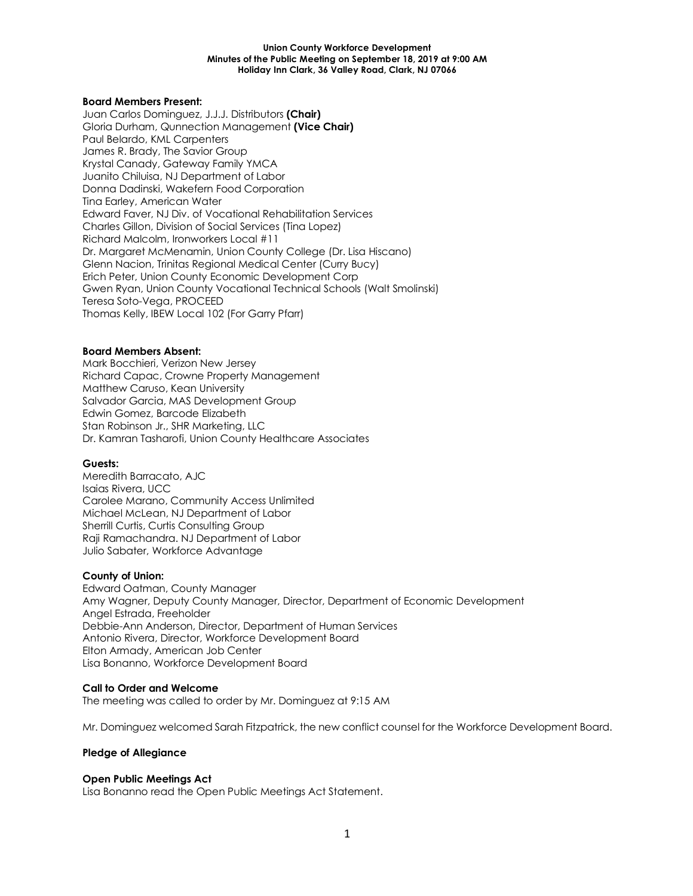**Union County Workforce Development**
**Minutes of the Public Meeting on September 18, 2019 at 9:00 AM**
**Holiday Inn Clark, 36 Valley Road, Clark, NJ 07066**

**Board Members Present:**
Juan Carlos Dominguez, J.J.J. Distributors **(Chair)**
Gloria Durham, Qunnection Management **(Vice Chair)**
Paul Belardo, KML Carpenters
James R. Brady, The Savior Group
Krystal Canady, Gateway Family YMCA
Juanito Chiluisa, NJ Department of Labor
Donna Dadinski, Wakefern Food Corporation
Tina Earley, American Water
Edward Faver, NJ Div. of Vocational Rehabilitation Services
Charles Gillon, Division of Social Services (Tina Lopez)
Richard Malcolm, Ironworkers Local #11
Dr. Margaret McMenamin, Union County College (Dr. Lisa Hiscano)
Glenn Nacion, Trinitas Regional Medical Center (Curry Bucy)
Erich Peter, Union County Economic Development Corp
Gwen Ryan, Union County Vocational Technical Schools (Walt Smolinski)
Teresa Soto-Vega, PROCEED
Thomas Kelly, IBEW Local 102 (For Garry Pfarr)

**Board Members Absent:**
Mark Bocchieri, Verizon New Jersey
Richard Capac, Crowne Property Management
Matthew Caruso, Kean University
Salvador Garcia, MAS Development Group
Edwin Gomez, Barcode Elizabeth
Stan Robinson Jr., SHR Marketing, LLC
Dr. Kamran Tasharofi, Union County Healthcare Associates

**Guests:**
Meredith Barracato, AJC
Isaias Rivera, UCC
Carolee Marano, Community Access Unlimited
Michael McLean, NJ Department of Labor
Sherrill Curtis, Curtis Consulting Group
Raji Ramachandra. NJ Department of Labor
Julio Sabater, Workforce Advantage

**County of Union:**
Edward Oatman, County Manager
Amy Wagner, Deputy County Manager, Director, Department of Economic Development
Angel Estrada, Freeholder
Debbie-Ann Anderson, Director, Department of Human Services
Antonio Rivera, Director, Workforce Development Board
Elton Armady, American Job Center
Lisa Bonanno, Workforce Development Board

**Call to Order and Welcome**
The meeting was called to order by Mr. Dominguez at 9:15 AM

Mr. Dominguez welcomed Sarah Fitzpatrick, the new conflict counsel for the Workforce Development Board.

**Pledge of Allegiance**

**Open Public Meetings Act**
Lisa Bonanno read the Open Public Meetings Act Statement.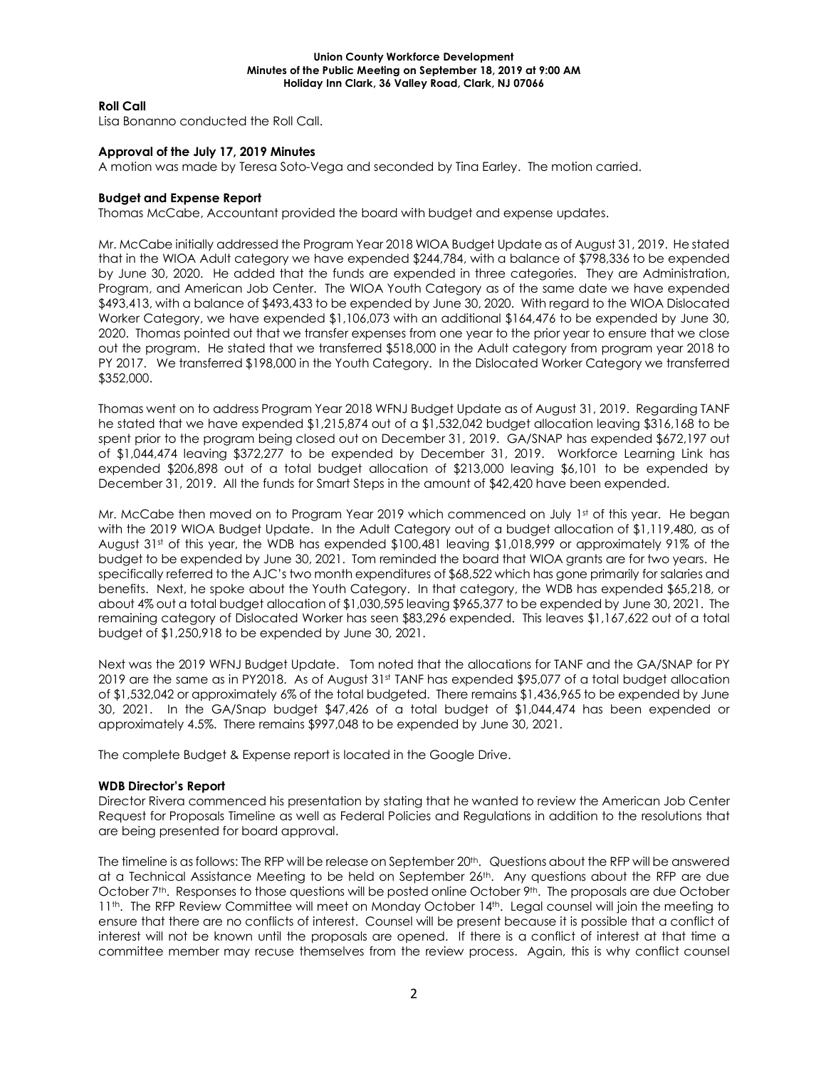**Union County Workforce Development**
**Minutes of the Public Meeting on September 18, 2019 at 9:00 AM**
**Holiday Inn Clark, 36 Valley Road, Clark, NJ 07066**

**Roll Call**

Lisa Bonanno conducted the Roll Call.

**Approval of the July 17, 2019 Minutes**

A motion was made by Teresa Soto-Vega and seconded by Tina Earley. The motion carried.

**Budget and Expense Report**

Thomas McCabe, Accountant provided the board with budget and expense updates.

Mr. McCabe initially addressed the Program Year 2018 WIOA Budget Update as of August 31, 2019. He stated that in the WIOA Adult category we have expended $244,784, with a balance of $798,336 to be expended by June 30, 2020. He added that the funds are expended in three categories. They are Administration, Program, and American Job Center. The WIOA Youth Category as of the same date we have expended $493,413, with a balance of $493,433 to be expended by June 30, 2020. With regard to the WIOA Dislocated Worker Category, we have expended $1,106,073 with an additional $164,476 to be expended by June 30, 2020. Thomas pointed out that we transfer expenses from one year to the prior year to ensure that we close out the program. He stated that we transferred $518,000 in the Adult category from program year 2018 to PY 2017. We transferred $198,000 in the Youth Category. In the Dislocated Worker Category we transferred $352,000.

Thomas went on to address Program Year 2018 WFNJ Budget Update as of August 31, 2019. Regarding TANF he stated that we have expended $1,215,874 out of a $1,532,042 budget allocation leaving $316,168 to be spent prior to the program being closed out on December 31, 2019. GA/SNAP has expended $672,197 out of $1,044,474 leaving $372,277 to be expended by December 31, 2019. Workforce Learning Link has expended $206,898 out of a total budget allocation of $213,000 leaving $6,101 to be expended by December 31, 2019. All the funds for Smart Steps in the amount of $42,420 have been expended.

Mr. McCabe then moved on to Program Year 2019 which commenced on July 1st of this year. He began with the 2019 WIOA Budget Update. In the Adult Category out of a budget allocation of $1,119,480, as of August 31st of this year, the WDB has expended $100,481 leaving $1,018,999 or approximately 91% of the budget to be expended by June 30, 2021. Tom reminded the board that WIOA grants are for two years. He specifically referred to the AJC's two month expenditures of $68,522 which has gone primarily for salaries and benefits. Next, he spoke about the Youth Category. In that category, the WDB has expended $65,218, or about 4% out a total budget allocation of $1,030,595 leaving $965,377 to be expended by June 30, 2021. The remaining category of Dislocated Worker has seen $83,296 expended. This leaves $1,167,622 out of a total budget of $1,250,918 to be expended by June 30, 2021.

Next was the 2019 WFNJ Budget Update. Tom noted that the allocations for TANF and the GA/SNAP for PY 2019 are the same as in PY2018. As of August 31st TANF has expended $95,077 of a total budget allocation of $1,532,042 or approximately 6% of the total budgeted. There remains $1,436,965 to be expended by June 30, 2021. In the GA/Snap budget $47,426 of a total budget of $1,044,474 has been expended or approximately 4.5%. There remains $997,048 to be expended by June 30, 2021.

The complete Budget & Expense report is located in the Google Drive.

**WDB Director's Report**

Director Rivera commenced his presentation by stating that he wanted to review the American Job Center Request for Proposals Timeline as well as Federal Policies and Regulations in addition to the resolutions that are being presented for board approval.

The timeline is as follows: The RFP will be release on September 20th. Questions about the RFP will be answered at a Technical Assistance Meeting to be held on September 26th. Any questions about the RFP are due October 7th. Responses to those questions will be posted online October 9th. The proposals are due October 11th. The RFP Review Committee will meet on Monday October 14th. Legal counsel will join the meeting to ensure that there are no conflicts of interest. Counsel will be present because it is possible that a conflict of interest will not be known until the proposals are opened. If there is a conflict of interest at that time a committee member may recuse themselves from the review process. Again, this is why conflict counsel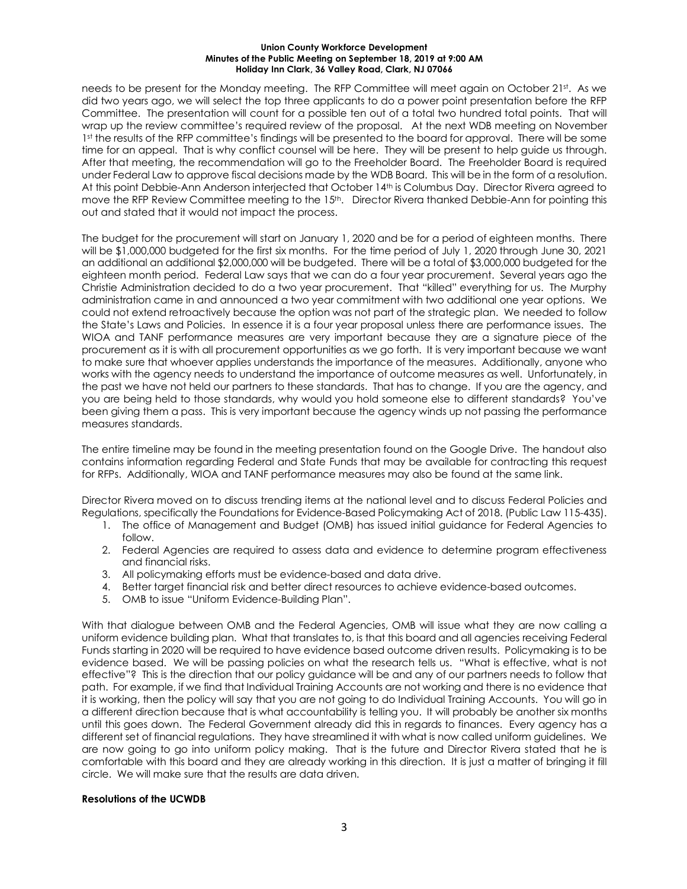needs to be present for the Monday meeting. The RFP Committee will meet again on October 21st. As we did two years ago, we will select the top three applicants to do a power point presentation before the RFP Committee. The presentation will count for a possible ten out of a total two hundred total points. That will wrap up the review committee's required review of the proposal. At the next WDB meeting on November 1st the results of the RFP committee's findings will be presented to the board for approval. There will be some time for an appeal. That is why conflict counsel will be here. They will be present to help guide us through. After that meeting, the recommendation will go to the Freeholder Board. The Freeholder Board is required under Federal Law to approve fiscal decisions made by the WDB Board. This will be in the form of a resolution. At this point Debbie-Ann Anderson interjected that October 14th is Columbus Day. Director Rivera agreed to move the RFP Review Committee meeting to the 15th. Director Rivera thanked Debbie-Ann for pointing this out and stated that it would not impact the process.

The budget for the procurement will start on January 1, 2020 and be for a period of eighteen months. There will be $1,000,000 budgeted for the first six months. For the time period of July 1, 2020 through June 30, 2021 an additional an additional $2,000,000 will be budgeted. There will be a total of $3,000,000 budgeted for the eighteen month period. Federal Law says that we can do a four year procurement. Several years ago the Christie Administration decided to do a two year procurement. That "killed" everything for us. The Murphy administration came in and announced a two year commitment with two additional one year options. We could not extend retroactively because the option was not part of the strategic plan. We needed to follow the State's Laws and Policies. In essence it is a four year proposal unless there are performance issues. The WIOA and TANF performance measures are very important because they are a signature piece of the procurement as it is with all procurement opportunities as we go forth. It is very important because we want to make sure that whoever applies understands the importance of the measures. Additionally, anyone who works with the agency needs to understand the importance of outcome measures as well. Unfortunately, in the past we have not held our partners to these standards. That has to change. If you are the agency, and you are being held to those standards, why would you hold someone else to different standards? You've been giving them a pass. This is very important because the agency winds up not passing the performance measures standards.

The entire timeline may be found in the meeting presentation found on the Google Drive. The handout also contains information regarding Federal and State Funds that may be available for contracting this request for RFPs. Additionally, WIOA and TANF performance measures may also be found at the same link.

Director Rivera moved on to discuss trending items at the national level and to discuss Federal Policies and Regulations, specifically the Foundations for Evidence-Based Policymaking Act of 2018. (Public Law 115-435).

1. The office of Management and Budget (OMB) has issued initial guidance for Federal Agencies to follow.
2. Federal Agencies are required to assess data and evidence to determine program effectiveness and financial risks.
3. All policymaking efforts must be evidence-based and data drive.
4. Better target financial risk and better direct resources to achieve evidence-based outcomes.
5. OMB to issue "Uniform Evidence-Building Plan".

With that dialogue between OMB and the Federal Agencies, OMB will issue what they are now calling a uniform evidence building plan. What that translates to, is that this board and all agencies receiving Federal Funds starting in 2020 will be required to have evidence based outcome driven results. Policymaking is to be evidence based. We will be passing policies on what the research tells us. "What is effective, what is not effective"? This is the direction that our policy guidance will be and any of our partners needs to follow that path. For example, if we find that Individual Training Accounts are not working and there is no evidence that it is working, then the policy will say that you are not going to do Individual Training Accounts. You will go in a different direction because that is what accountability is telling you. It will probably be another six months until this goes down. The Federal Government already did this in regards to finances. Every agency has a different set of financial regulations. They have streamlined it with what is now called uniform guidelines. We are now going to go into uniform policy making. That is the future and Director Rivera stated that he is comfortable with this board and they are already working in this direction. It is just a matter of bringing it fill circle. We will make sure that the results are data driven.

**Resolutions of the UCWDB**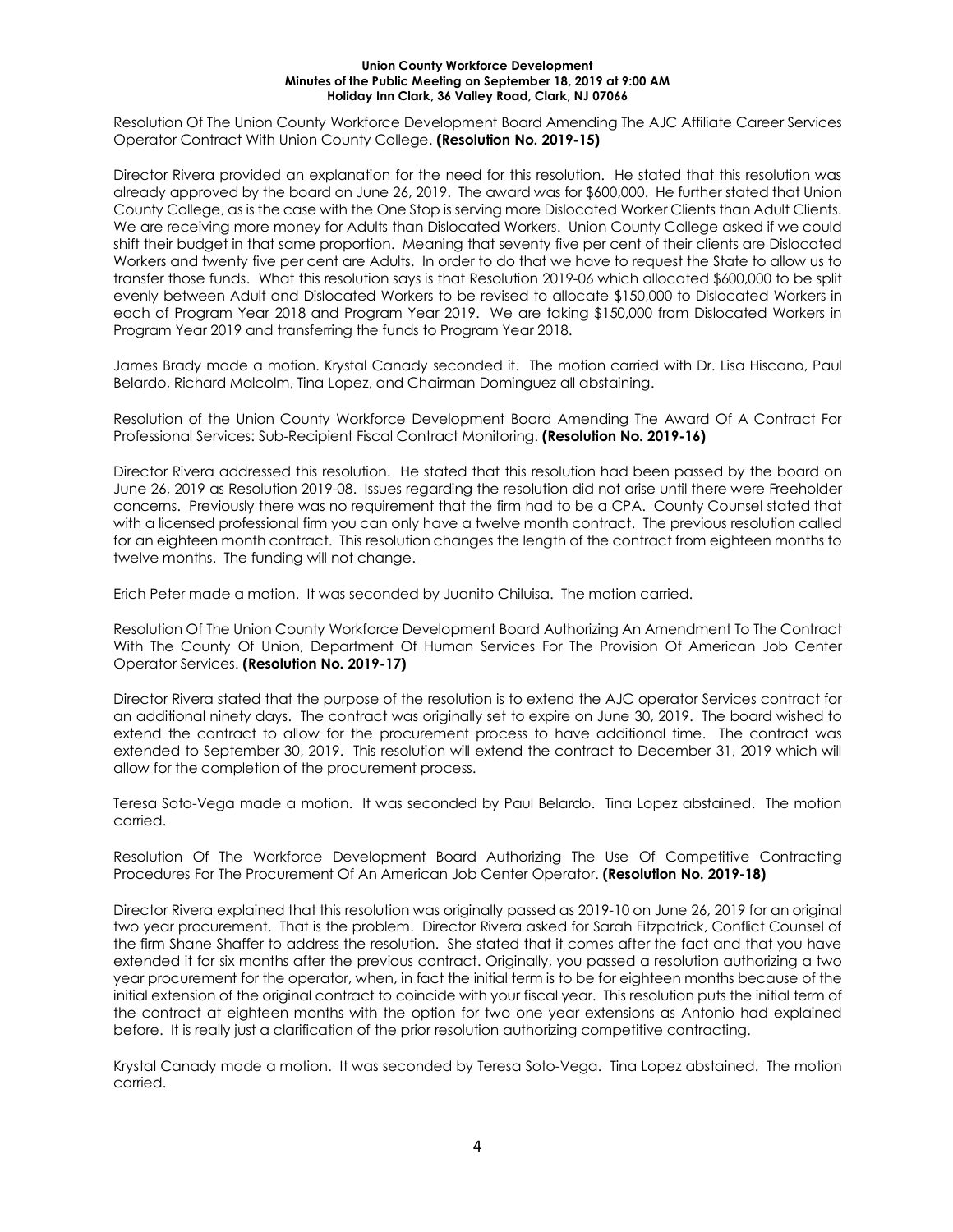Resolution Of The Union County Workforce Development Board Amending The AJC Affiliate Career Services Operator Contract With Union County College. **(Resolution No. 2019-15)**

Director Rivera provided an explanation for the need for this resolution. He stated that this resolution was already approved by the board on June 26, 2019. The award was for $600,000. He further stated that Union County College, as is the case with the One Stop is serving more Dislocated Worker Clients than Adult Clients. We are receiving more money for Adults than Dislocated Workers. Union County College asked if we could shift their budget in that same proportion. Meaning that seventy five per cent of their clients are Dislocated Workers and twenty five per cent are Adults. In order to do that we have to request the State to allow us to transfer those funds. What this resolution says is that Resolution 2019-06 which allocated $600,000 to be split evenly between Adult and Dislocated Workers to be revised to allocate $150,000 to Dislocated Workers in each of Program Year 2018 and Program Year 2019. We are taking $150,000 from Dislocated Workers in Program Year 2019 and transferring the funds to Program Year 2018.

James Brady made a motion. Krystal Canady seconded it. The motion carried with Dr. Lisa Hiscano, Paul Belardo, Richard Malcolm, Tina Lopez, and Chairman Dominguez all abstaining.

Resolution of the Union County Workforce Development Board Amending The Award Of A Contract For Professional Services: Sub-Recipient Fiscal Contract Monitoring. **(Resolution No. 2019-16)**

Director Rivera addressed this resolution. He stated that this resolution had been passed by the board on June 26, 2019 as Resolution 2019-08. Issues regarding the resolution did not arise until there were Freeholder concerns. Previously there was no requirement that the firm had to be a CPA. County Counsel stated that with a licensed professional firm you can only have a twelve month contract. The previous resolution called for an eighteen month contract. This resolution changes the length of the contract from eighteen months to twelve months. The funding will not change.

Erich Peter made a motion. It was seconded by Juanito Chiluisa. The motion carried.

Resolution Of The Union County Workforce Development Board Authorizing An Amendment To The Contract With The County Of Union, Department Of Human Services For The Provision Of American Job Center Operator Services. **(Resolution No. 2019-17)**

Director Rivera stated that the purpose of the resolution is to extend the AJC operator Services contract for an additional ninety days. The contract was originally set to expire on June 30, 2019. The board wished to extend the contract to allow for the procurement process to have additional time. The contract was extended to September 30, 2019. This resolution will extend the contract to December 31, 2019 which will allow for the completion of the procurement process.

Teresa Soto-Vega made a motion. It was seconded by Paul Belardo. Tina Lopez abstained. The motion carried.

Resolution Of The Workforce Development Board Authorizing The Use Of Competitive Contracting Procedures For The Procurement Of An American Job Center Operator. **(Resolution No. 2019-18)**

Director Rivera explained that this resolution was originally passed as 2019-10 on June 26, 2019 for an original two year procurement. That is the problem. Director Rivera asked for Sarah Fitzpatrick, Conflict Counsel of the firm Shane Shaffer to address the resolution. She stated that it comes after the fact and that you have extended it for six months after the previous contract. Originally, you passed a resolution authorizing a two year procurement for the operator, when, in fact the initial term is to be for eighteen months because of the initial extension of the original contract to coincide with your fiscal year. This resolution puts the initial term of the contract at eighteen months with the option for two one year extensions as Antonio had explained before. It is really just a clarification of the prior resolution authorizing competitive contracting.

Krystal Canady made a motion. It was seconded by Teresa Soto-Vega. Tina Lopez abstained. The motion carried.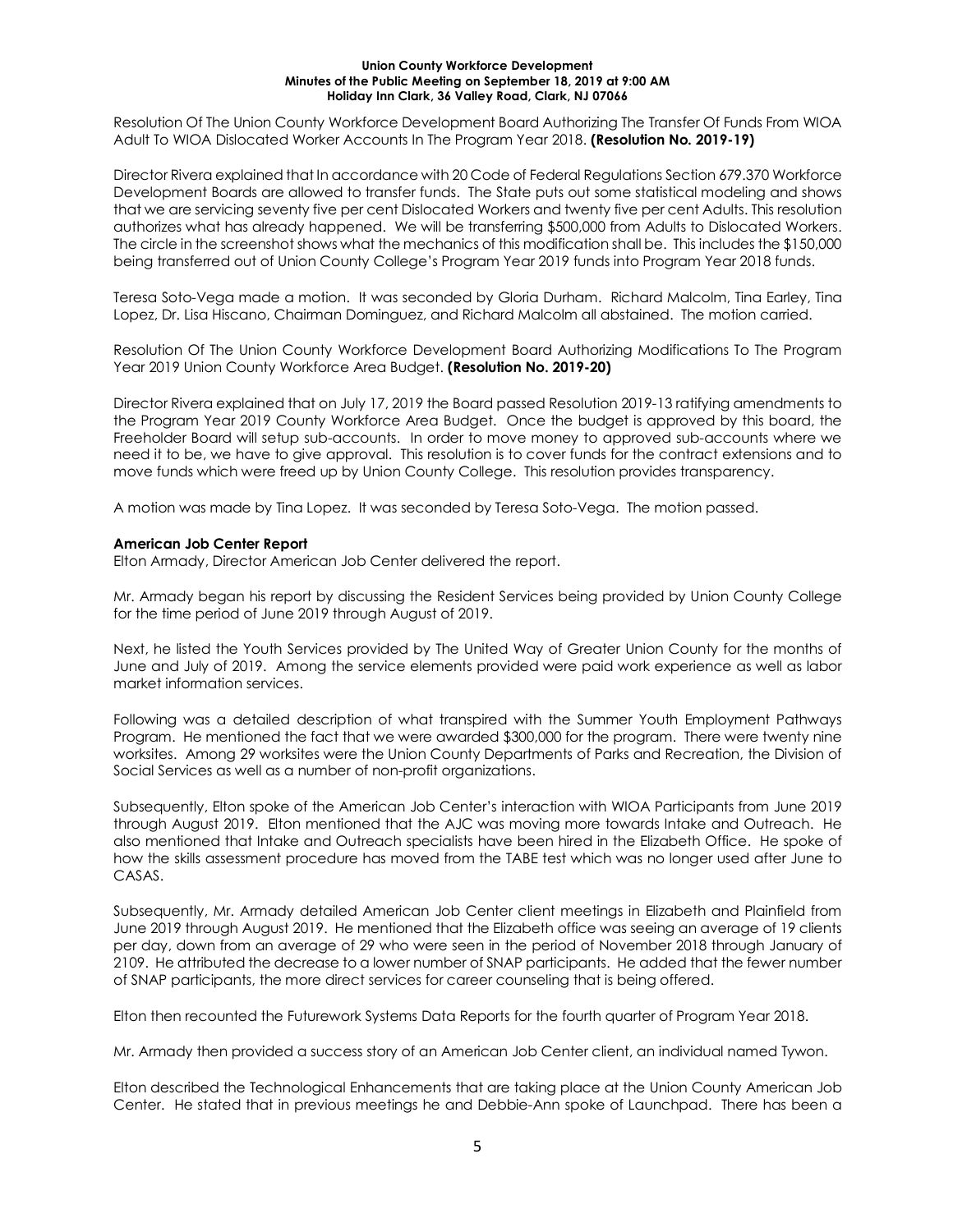Resolution Of The Union County Workforce Development Board Authorizing The Transfer Of Funds From WIOA Adult To WIOA Dislocated Worker Accounts In The Program Year 2018. **(Resolution No. 2019-19)**

Director Rivera explained that In accordance with 20 Code of Federal Regulations Section 679.370 Workforce Development Boards are allowed to transfer funds. The State puts out some statistical modeling and shows that we are servicing seventy five per cent Dislocated Workers and twenty five per cent Adults. This resolution authorizes what has already happened. We will be transferring $500,000 from Adults to Dislocated Workers. The circle in the screenshot shows what the mechanics of this modification shall be. This includes the $150,000 being transferred out of Union County College's Program Year 2019 funds into Program Year 2018 funds.

Teresa Soto-Vega made a motion. It was seconded by Gloria Durham. Richard Malcolm, Tina Earley, Tina Lopez, Dr. Lisa Hiscano, Chairman Dominguez, and Richard Malcolm all abstained. The motion carried.

Resolution Of The Union County Workforce Development Board Authorizing Modifications To The Program Year 2019 Union County Workforce Area Budget. **(Resolution No. 2019-20)**

Director Rivera explained that on July 17, 2019 the Board passed Resolution 2019-13 ratifying amendments to the Program Year 2019 County Workforce Area Budget. Once the budget is approved by this board, the Freeholder Board will setup sub-accounts. In order to move money to approved sub-accounts where we need it to be, we have to give approval. This resolution is to cover funds for the contract extensions and to move funds which were freed up by Union County College. This resolution provides transparency.

A motion was made by Tina Lopez. It was seconded by Teresa Soto-Vega. The motion passed.

**American Job Center Report**

Elton Armady, Director American Job Center delivered the report.

Mr. Armady began his report by discussing the Resident Services being provided by Union County College for the time period of June 2019 through August of 2019.

Next, he listed the Youth Services provided by The United Way of Greater Union County for the months of June and July of 2019. Among the service elements provided were paid work experience as well as labor market information services.

Following was a detailed description of what transpired with the Summer Youth Employment Pathways Program. He mentioned the fact that we were awarded $300,000 for the program. There were twenty nine worksites. Among 29 worksites were the Union County Departments of Parks and Recreation, the Division of Social Services as well as a number of non-profit organizations.

Subsequently, Elton spoke of the American Job Center's interaction with WIOA Participants from June 2019 through August 2019. Elton mentioned that the AJC was moving more towards Intake and Outreach. He also mentioned that Intake and Outreach specialists have been hired in the Elizabeth Office. He spoke of how the skills assessment procedure has moved from the TABE test which was no longer used after June to CASAS.

Subsequently, Mr. Armady detailed American Job Center client meetings in Elizabeth and Plainfield from June 2019 through August 2019. He mentioned that the Elizabeth office was seeing an average of 19 clients per day, down from an average of 29 who were seen in the period of November 2018 through January of 2109. He attributed the decrease to a lower number of SNAP participants. He added that the fewer number of SNAP participants, the more direct services for career counseling that is being offered.

Elton then recounted the Futurework Systems Data Reports for the fourth quarter of Program Year 2018.

Mr. Armady then provided a success story of an American Job Center client, an individual named Tywon.

Elton described the Technological Enhancements that are taking place at the Union County American Job Center. He stated that in previous meetings he and Debbie-Ann spoke of Launchpad. There has been a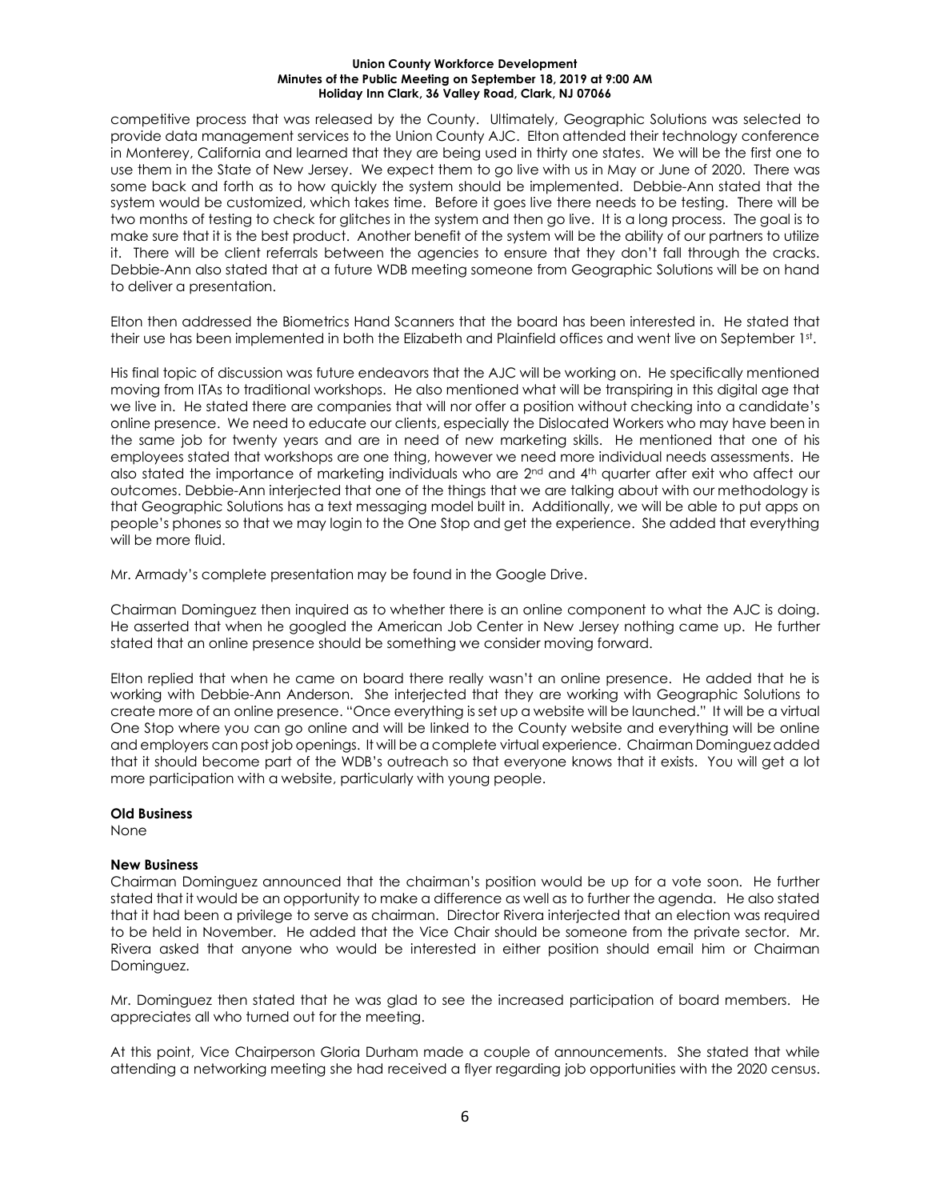competitive process that was released by the County. Ultimately, Geographic Solutions was selected to provide data management services to the Union County AJC. Elton attended their technology conference in Monterey, California and learned that they are being used in thirty one states. We will be the first one to use them in the State of New Jersey. We expect them to go live with us in May or June of 2020. There was some back and forth as to how quickly the system should be implemented. Debbie-Ann stated that the system would be customized, which takes time. Before it goes live there needs to be testing. There will be two months of testing to check for glitches in the system and then go live. It is a long process. The goal is to make sure that it is the best product. Another benefit of the system will be the ability of our partners to utilize it. There will be client referrals between the agencies to ensure that they don't fall through the cracks. Debbie-Ann also stated that at a future WDB meeting someone from Geographic Solutions will be on hand to deliver a presentation.

Elton then addressed the Biometrics Hand Scanners that the board has been interested in. He stated that their use has been implemented in both the Elizabeth and Plainfield offices and went live on September 1st.

His final topic of discussion was future endeavors that the AJC will be working on. He specifically mentioned moving from ITAs to traditional workshops. He also mentioned what will be transpiring in this digital age that we live in. He stated there are companies that will nor offer a position without checking into a candidate's online presence. We need to educate our clients, especially the Dislocated Workers who may have been in the same job for twenty years and are in need of new marketing skills. He mentioned that one of his employees stated that workshops are one thing, however we need more individual needs assessments. He also stated the importance of marketing individuals who are 2nd and 4th quarter after exit who affect our outcomes. Debbie-Ann interjected that one of the things that we are talking about with our methodology is that Geographic Solutions has a text messaging model built in. Additionally, we will be able to put apps on people's phones so that we may login to the One Stop and get the experience. She added that everything will be more fluid.

Mr. Armady's complete presentation may be found in the Google Drive.

Chairman Dominguez then inquired as to whether there is an online component to what the AJC is doing. He asserted that when he googled the American Job Center in New Jersey nothing came up. He further stated that an online presence should be something we consider moving forward.

Elton replied that when he came on board there really wasn't an online presence. He added that he is working with Debbie-Ann Anderson. She interjected that they are working with Geographic Solutions to create more of an online presence. "Once everything is set up a website will be launched." It will be a virtual One Stop where you can go online and will be linked to the County website and everything will be online and employers can post job openings. It will be a complete virtual experience. Chairman Dominguez added that it should become part of the WDB's outreach so that everyone knows that it exists. You will get a lot more participation with a website, particularly with young people.

**Old Business**

None

**New Business**

Chairman Dominguez announced that the chairman's position would be up for a vote soon. He further stated that it would be an opportunity to make a difference as well as to further the agenda. He also stated that it had been a privilege to serve as chairman. Director Rivera interjected that an election was required to be held in November. He added that the Vice Chair should be someone from the private sector. Mr. Rivera asked that anyone who would be interested in either position should email him or Chairman Dominguez.

Mr. Dominguez then stated that he was glad to see the increased participation of board members. He appreciates all who turned out for the meeting.

At this point, Vice Chairperson Gloria Durham made a couple of announcements. She stated that while attending a networking meeting she had received a flyer regarding job opportunities with the 2020 census.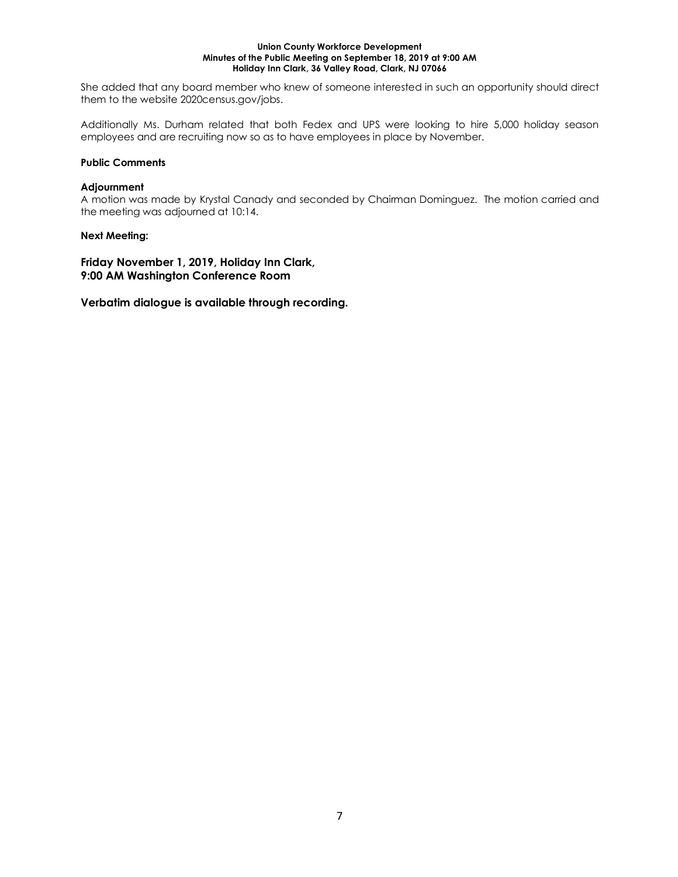She added that any board member who knew of someone interested in such an opportunity should direct them to the website 2020census.gov/jobs.

Additionally Ms. Durham related that both Fedex and UPS were looking to hire 5,000 holiday season employees and are recruiting now so as to have employees in place by November.

**Public Comments**

**Adjournment**
A motion was made by Krystal Canady and seconded by Chairman Dominguez. The motion carried and the meeting was adjourned at 10:14.

**Next Meeting:**

**Friday November 1, 2019, Holiday Inn Clark,**
**9:00 AM Washington Conference Room**

**Verbatim dialogue is available through recording.**